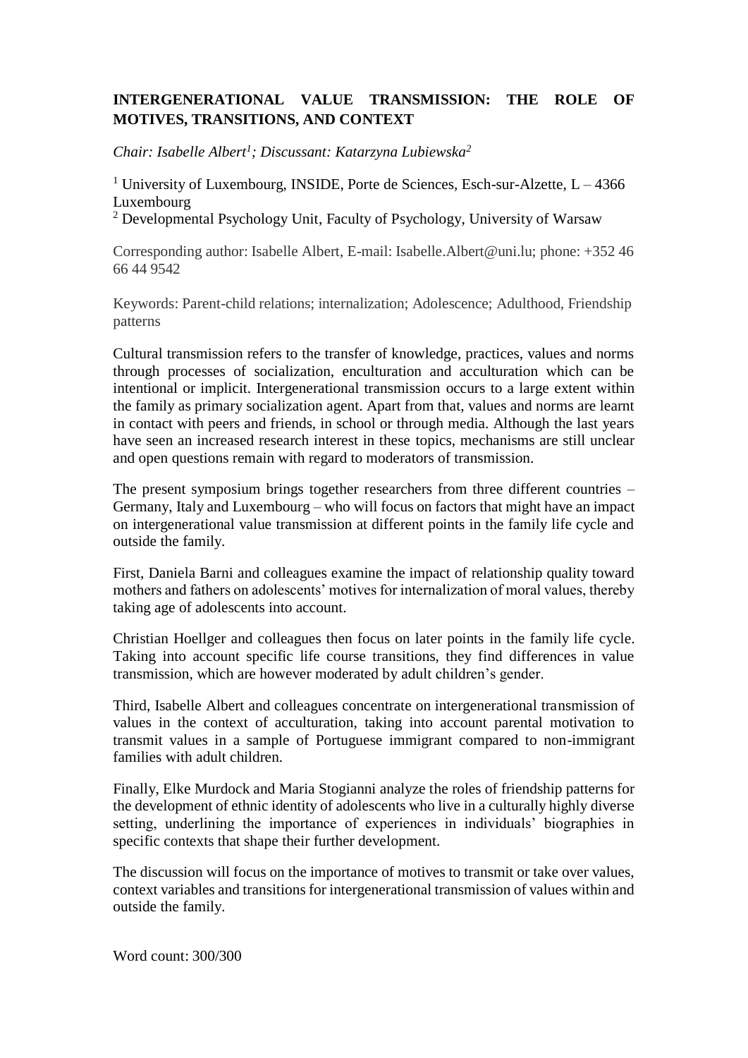# INTERGENERATIONAL VALUE TRANSMISSION: THE ROLE OF MOTIVES, TRANSITIONS, AND CONTEXT

*Chair: Isabelle Albert[1]; Discussant: Katarzyna Lubiewska[2]*

[1] University of Luxembourg, INSIDE, Porte de Sciences, Esch-sur-Alzette, L – 4366 Luxembourg

[2] Developmental Psychology Unit, Faculty of Psychology, University of Warsaw

Corresponding author: Isabelle Albert, E-mail: Isabelle.Albert@uni.lu; phone: +352 46 66 44 9542

Keywords: Parent-child relations; internalization; Adolescence; Adulthood, Friendship patterns

Cultural transmission refers to the transfer of knowledge, practices, values and norms through processes of socialization, enculturation and acculturation which can be intentional or implicit. Intergenerational transmission occurs to a large extent within the family as primary socialization agent. Apart from that, values and norms are learnt in contact with peers and friends, in school or through media. Although the last years have seen an increased research interest in these topics, mechanisms are still unclear and open questions remain with regard to moderators of transmission.

The present symposium brings together researchers from three different countries – Germany, Italy and Luxembourg – who will focus on factors that might have an impact on intergenerational value transmission at different points in the family life cycle and outside the family.

First, Daniela Barni and colleagues examine the impact of relationship quality toward mothers and fathers on adolescents' motives for internalization of moral values, thereby taking age of adolescents into account.

Christian Hoellger and colleagues then focus on later points in the family life cycle. Taking into account specific life course transitions, they find differences in value transmission, which are however moderated by adult children's gender.

Third, Isabelle Albert and colleagues concentrate on intergenerational transmission of values in the context of acculturation, taking into account parental motivation to transmit values in a sample of Portuguese immigrant compared to non-immigrant families with adult children.

Finally, Elke Murdock and Maria Stogianni analyze the roles of friendship patterns for the development of ethnic identity of adolescents who live in a culturally highly diverse setting, underlining the importance of experiences in individuals' biographies in specific contexts that shape their further development.

The discussion will focus on the importance of motives to transmit or take over values, context variables and transitions for intergenerational transmission of values within and outside the family.

Word count: 300/300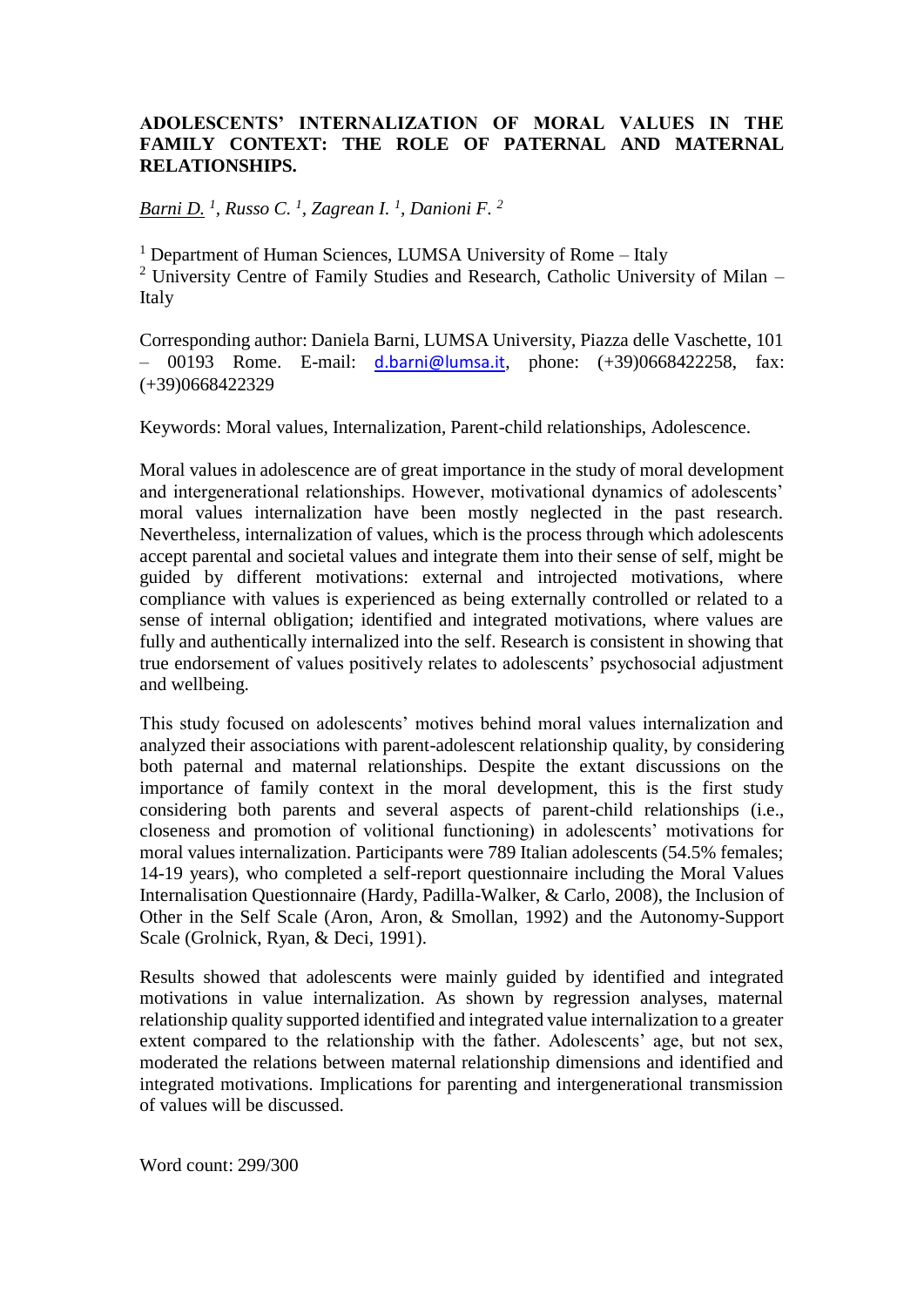**ADOLESCENTS' INTERNALIZATION OF MORAL VALUES IN THE FAMILY CONTEXT: THE ROLE OF PATERNAL AND MATERNAL RELATIONSHIPS.**

*Barni D.* [1], *Russo C.* [1], *Zagrean I.* [1], *Danioni F.* [2]

[1] Department of Human Sciences, LUMSA University of Rome – Italy
[2] University Centre of Family Studies and Research, Catholic University of Milan – Italy

Corresponding author: Daniela Barni, LUMSA University, Piazza delle Vaschette, 101 – 00193 Rome. E-mail: d.barni@lumsa.it, phone: (+39)0668422258, fax: (+39)0668422329

Keywords: Moral values, Internalization, Parent-child relationships, Adolescence.

Moral values in adolescence are of great importance in the study of moral development and intergenerational relationships. However, motivational dynamics of adolescents' moral values internalization have been mostly neglected in the past research. Nevertheless, internalization of values, which is the process through which adolescents accept parental and societal values and integrate them into their sense of self, might be guided by different motivations: external and introjected motivations, where compliance with values is experienced as being externally controlled or related to a sense of internal obligation; identified and integrated motivations, where values are fully and authentically internalized into the self. Research is consistent in showing that true endorsement of values positively relates to adolescents' psychosocial adjustment and wellbeing.

This study focused on adolescents' motives behind moral values internalization and analyzed their associations with parent-adolescent relationship quality, by considering both paternal and maternal relationships. Despite the extant discussions on the importance of family context in the moral development, this is the first study considering both parents and several aspects of parent-child relationships (i.e., closeness and promotion of volitional functioning) in adolescents' motivations for moral values internalization. Participants were 789 Italian adolescents (54.5% females; 14-19 years), who completed a self-report questionnaire including the Moral Values Internalisation Questionnaire (Hardy, Padilla-Walker, & Carlo, 2008), the Inclusion of Other in the Self Scale (Aron, Aron, & Smollan, 1992) and the Autonomy-Support Scale (Grolnick, Ryan, & Deci, 1991).

Results showed that adolescents were mainly guided by identified and integrated motivations in value internalization. As shown by regression analyses, maternal relationship quality supported identified and integrated value internalization to a greater extent compared to the relationship with the father. Adolescents' age, but not sex, moderated the relations between maternal relationship dimensions and identified and integrated motivations. Implications for parenting and intergenerational transmission of values will be discussed.

Word count: 299/300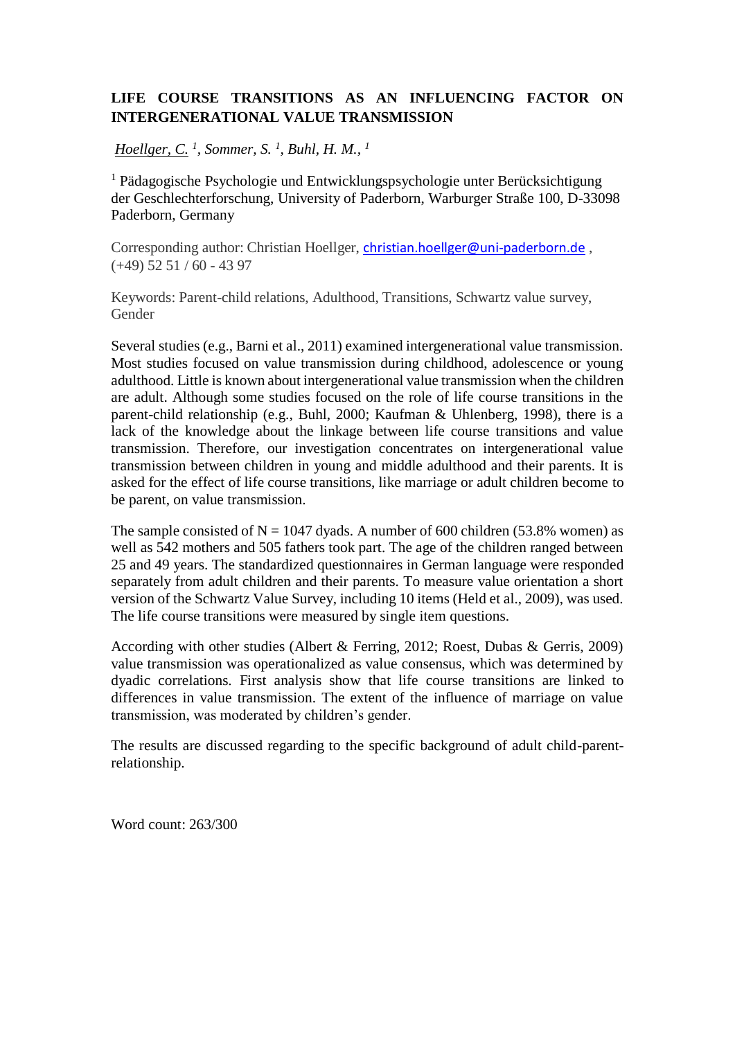**LIFE COURSE TRANSITIONS AS AN INFLUENCING FACTOR ON INTERGENERATIONAL VALUE TRANSMISSION**

*Hoellger, C.* [1]*, Sommer, S.* [1]*, Buhl, H. M.,* [1]

[1] Pädagogische Psychologie und Entwicklungspsychologie unter Berücksichtigung der Geschlechterforschung, University of Paderborn, Warburger Straße 100, D-33098 Paderborn, Germany

Corresponding author: Christian Hoellger, christian.hoellger@uni-paderborn.de , (+49) 52 51 / 60 - 43 97

Keywords: Parent-child relations, Adulthood, Transitions, Schwartz value survey, Gender

Several studies (e.g., Barni et al., 2011) examined intergenerational value transmission. Most studies focused on value transmission during childhood, adolescence or young adulthood. Little is known about intergenerational value transmission when the children are adult. Although some studies focused on the role of life course transitions in the parent-child relationship (e.g., Buhl, 2000; Kaufman & Uhlenberg, 1998), there is a lack of the knowledge about the linkage between life course transitions and value transmission. Therefore, our investigation concentrates on intergenerational value transmission between children in young and middle adulthood and their parents. It is asked for the effect of life course transitions, like marriage or adult children become to be parent, on value transmission.

The sample consisted of N = 1047 dyads. A number of 600 children (53.8% women) as well as 542 mothers and 505 fathers took part. The age of the children ranged between 25 and 49 years. The standardized questionnaires in German language were responded separately from adult children and their parents. To measure value orientation a short version of the Schwartz Value Survey, including 10 items (Held et al., 2009), was used. The life course transitions were measured by single item questions.

According with other studies (Albert & Ferring, 2012; Roest, Dubas & Gerris, 2009) value transmission was operationalized as value consensus, which was determined by dyadic correlations. First analysis show that life course transitions are linked to differences in value transmission. The extent of the influence of marriage on value transmission, was moderated by children's gender.

The results are discussed regarding to the specific background of adult child-parent-relationship.

Word count: 263/300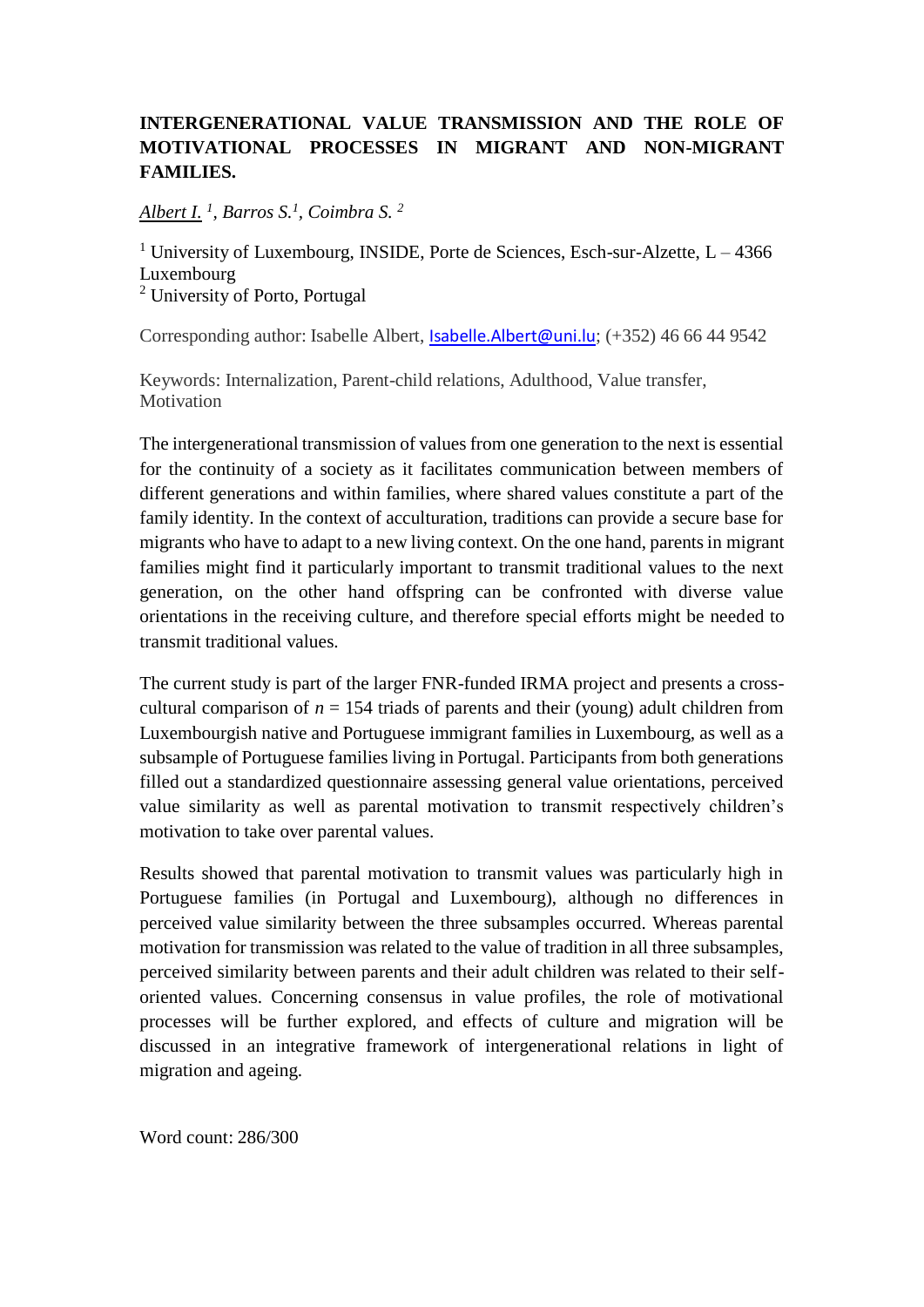**INTERGENERATIONAL VALUE TRANSMISSION AND THE ROLE OF MOTIVATIONAL PROCESSES IN MIGRANT AND NON-MIGRANT FAMILIES.**

*Albert I.* [1], *Barros S.*[1], *Coimbra S.* [2]

[1] University of Luxembourg, INSIDE, Porte de Sciences, Esch-sur-Alzette, L – 4366 Luxembourg
[2] University of Porto, Portugal

Corresponding author: Isabelle Albert, Isabelle.Albert@uni.lu; (+352) 46 66 44 9542

Keywords: Internalization, Parent-child relations, Adulthood, Value transfer, Motivation

The intergenerational transmission of values from one generation to the next is essential for the continuity of a society as it facilitates communication between members of different generations and within families, where shared values constitute a part of the family identity. In the context of acculturation, traditions can provide a secure base for migrants who have to adapt to a new living context. On the one hand, parents in migrant families might find it particularly important to transmit traditional values to the next generation, on the other hand offspring can be confronted with diverse value orientations in the receiving culture, and therefore special efforts might be needed to transmit traditional values.

The current study is part of the larger FNR-funded IRMA project and presents a cross-cultural comparison of $n$ = 154 triads of parents and their (young) adult children from Luxembourgish native and Portuguese immigrant families in Luxembourg, as well as a subsample of Portuguese families living in Portugal. Participants from both generations filled out a standardized questionnaire assessing general value orientations, perceived value similarity as well as parental motivation to transmit respectively children's motivation to take over parental values.

Results showed that parental motivation to transmit values was particularly high in Portuguese families (in Portugal and Luxembourg), although no differences in perceived value similarity between the three subsamples occurred. Whereas parental motivation for transmission was related to the value of tradition in all three subsamples, perceived similarity between parents and their adult children was related to their self-oriented values. Concerning consensus in value profiles, the role of motivational processes will be further explored, and effects of culture and migration will be discussed in an integrative framework of intergenerational relations in light of migration and ageing.

Word count: 286/300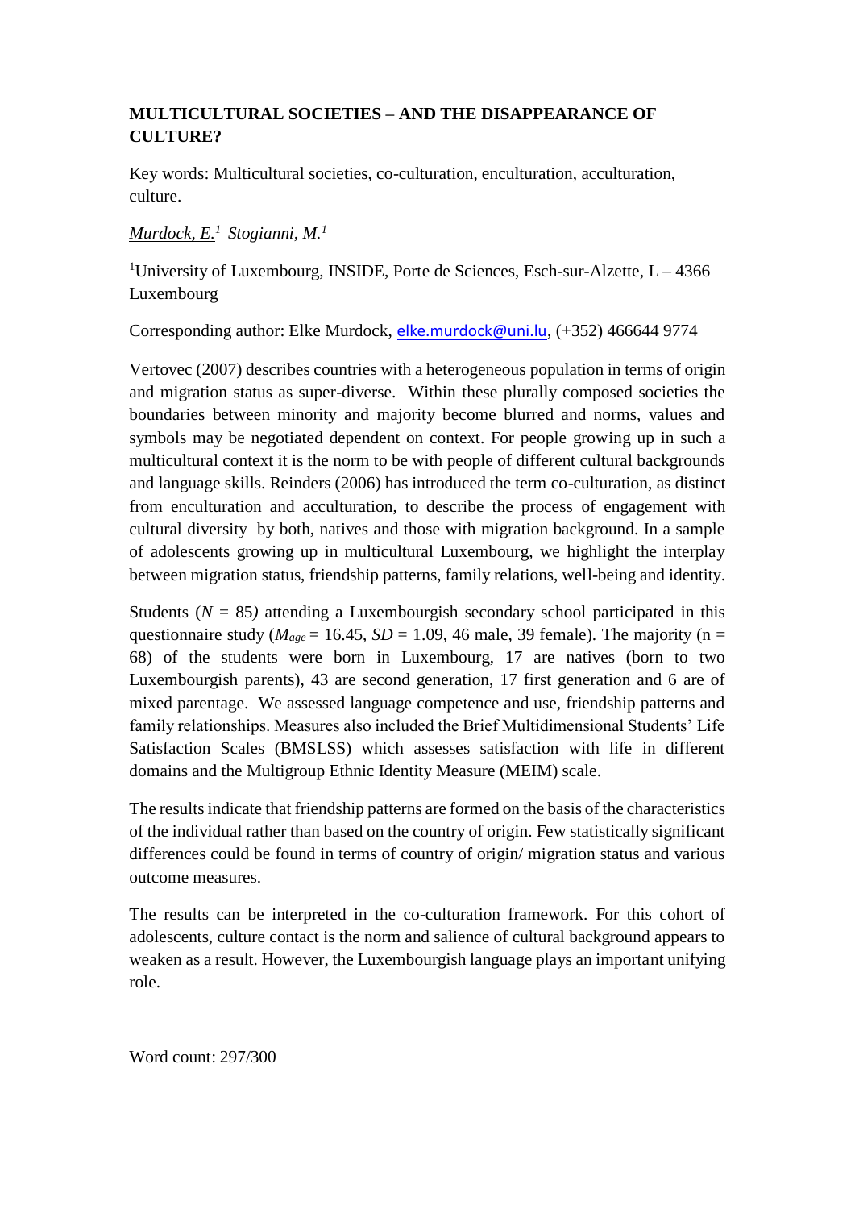# MULTICULTURAL SOCIETIES – AND THE DISAPPEARANCE OF CULTURE?

Key words: Multicultural societies, co-culturation, enculturation, acculturation, culture.

Murdock, E.[1] Stogianni, M.[1]

[1]University of Luxembourg, INSIDE, Porte de Sciences, Esch-sur-Alzette, L – 4366 Luxembourg

Corresponding author: Elke Murdock, elke.murdock@uni.lu, (+352) 466644 9774

Vertovec (2007) describes countries with a heterogeneous population in terms of origin and migration status as super-diverse. Within these plurally composed societies the boundaries between minority and majority become blurred and norms, values and symbols may be negotiated dependent on context. For people growing up in such a multicultural context it is the norm to be with people of different cultural backgrounds and language skills. Reinders (2006) has introduced the term co-culturation, as distinct from enculturation and acculturation, to describe the process of engagement with cultural diversity by both, natives and those with migration background. In a sample of adolescents growing up in multicultural Luxembourg, we highlight the interplay between migration status, friendship patterns, family relations, well-being and identity.

Students ($N$ = 85) attending a Luxembourgish secondary school participated in this questionnaire study ($M_{age}$ = 16.45, $SD$ = 1.09, 46 male, 39 female). The majority (n = 68) of the students were born in Luxembourg, 17 are natives (born to two Luxembourgish parents), 43 are second generation, 17 first generation and 6 are of mixed parentage. We assessed language competence and use, friendship patterns and family relationships. Measures also included the Brief Multidimensional Students' Life Satisfaction Scales (BMSLSS) which assesses satisfaction with life in different domains and the Multigroup Ethnic Identity Measure (MEIM) scale.

The results indicate that friendship patterns are formed on the basis of the characteristics of the individual rather than based on the country of origin. Few statistically significant differences could be found in terms of country of origin/ migration status and various outcome measures.

The results can be interpreted in the co-culturation framework. For this cohort of adolescents, culture contact is the norm and salience of cultural background appears to weaken as a result. However, the Luxembourgish language plays an important unifying role.

Word count: 297/300